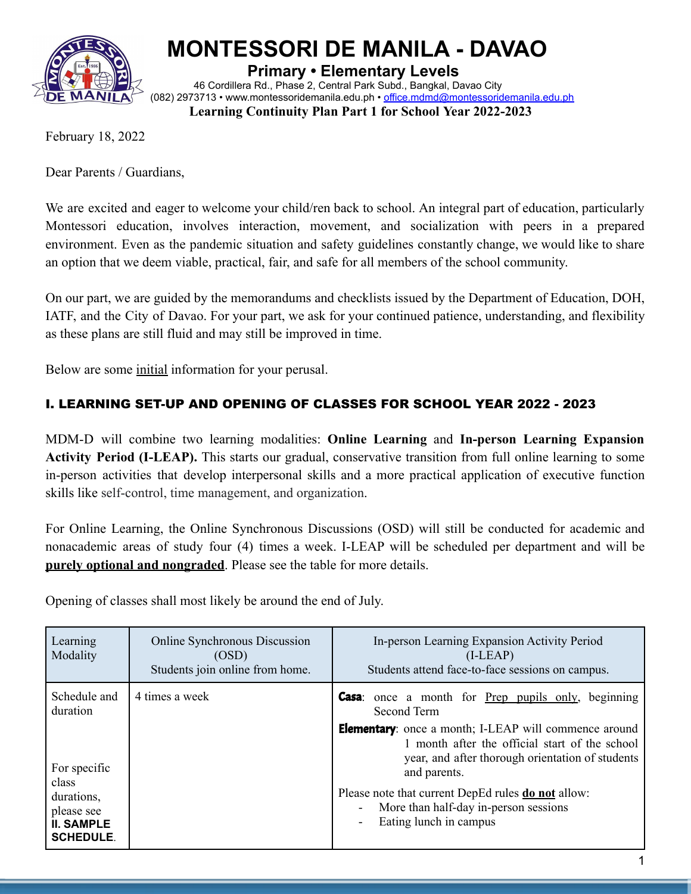# MONTESSORI DE MANILA - DAVAO

**Primary • Elementary Levels**

46 Cordillera Rd., Phase 2, Central Park Subd., Bangkal, Davao City
(082) 2973713 • www.montessoridemanila.edu.ph • office.mdmd@montessoridemanila.edu.ph

**Learning Continuity Plan Part 1 for School Year 2022-2023**

February 18, 2022

Dear Parents / Guardians,

We are excited and eager to welcome your child/ren back to school. An integral part of education, particularly Montessori education, involves interaction, movement, and socialization with peers in a prepared environment. Even as the pandemic situation and safety guidelines constantly change, we would like to share an option that we deem viable, practical, fair, and safe for all members of the school community.

On our part, we are guided by the memorandums and checklists issued by the Department of Education, DOH, IATF, and the City of Davao. For your part, we ask for your continued patience, understanding, and flexibility as these plans are still fluid and may still be improved in time.

Below are some initial information for your perusal.

## I. LEARNING SET-UP AND OPENING OF CLASSES FOR SCHOOL YEAR 2022 - 2023

MDM-D will combine two learning modalities: **Online Learning** and **In-person Learning Expansion Activity Period (I-LEAP).** This starts our gradual, conservative transition from full online learning to some in-person activities that develop interpersonal skills and a more practical application of executive function skills like self-control, time management, and organization.

For Online Learning, the Online Synchronous Discussions (OSD) will still be conducted for academic and nonacademic areas of study four (4) times a week. I-LEAP will be scheduled per department and will be **purely optional and nongraded**. Please see the table for more details.

Opening of classes shall most likely be around the end of July.

| Learning Modality | Online Synchronous Discussion (OSD) Students join online from home. | In-person Learning Expansion Activity Period (I-LEAP) Students attend face-to-face sessions on campus. |
|---|---|---|
| Schedule and duration<br><br>For specific class durations, please see **II. SAMPLE SCHEDULE**. | 4 times a week | **Casa**: once a month for Prep pupils only, beginning Second Term<br>**Elementary**: once a month; I-LEAP will commence around 1 month after the official start of the school year, and after thorough orientation of students and parents.<br>Please note that current DepEd rules **do not** allow:<br>- More than half-day in-person sessions<br>- Eating lunch in campus |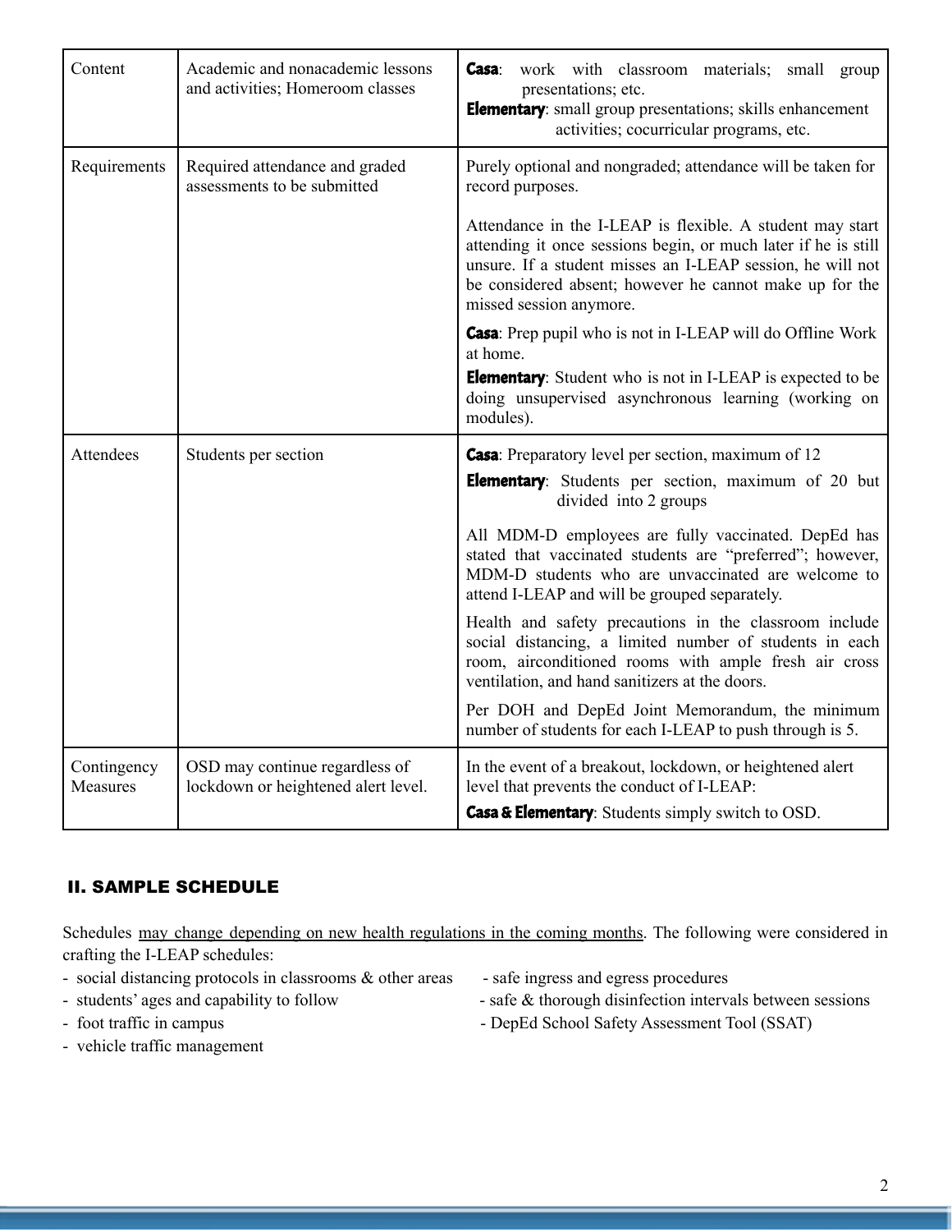| | | |
|---|---|---|
| Content | Academic and nonacademic lessons and activities; Homeroom classes | **Casa**: work with classroom materials; small group presentations; etc.<br>**Elementary**: small group presentations; skills enhancement activities; cocurricular programs, etc. |
| Requirements | Required attendance and graded assessments to be submitted | Purely optional and nongraded; attendance will be taken for record purposes.<br><br>Attendance in the I-LEAP is flexible. A student may start attending it once sessions begin, or much later if he is still unsure. If a student misses an I-LEAP session, he will not be considered absent; however he cannot make up for the missed session anymore.<br><br>**Casa**: Prep pupil who is not in I-LEAP will do Offline Work at home.<br>**Elementary**: Student who is not in I-LEAP is expected to be doing unsupervised asynchronous learning (working on modules). |
| Attendees | Students per section | **Casa**: Preparatory level per section, maximum of 12<br>**Elementary**: Students per section, maximum of 20 but divided into 2 groups<br><br>All MDM-D employees are fully vaccinated. DepEd has stated that vaccinated students are "preferred"; however, MDM-D students who are unvaccinated are welcome to attend I-LEAP and will be grouped separately.<br><br>Health and safety precautions in the classroom include social distancing, a limited number of students in each room, airconditioned rooms with ample fresh air cross ventilation, and hand sanitizers at the doors.<br><br>Per DOH and DepEd Joint Memorandum, the minimum number of students for each I-LEAP to push through is 5. |
| Contingency Measures | OSD may continue regardless of lockdown or heightened alert level. | In the event of a breakout, lockdown, or heightened alert level that prevents the conduct of I-LEAP:<br>**Casa & Elementary**: Students simply switch to OSD. |

## II. SAMPLE SCHEDULE

Schedules <u>may change depending on new health regulations in the coming months</u>. The following were considered in crafting the I-LEAP schedules:

- social distancing protocols in classrooms & other areas
- students' ages and capability to follow
- foot traffic in campus
- vehicle traffic management
- safe ingress and egress procedures
- safe & thorough disinfection intervals between sessions
- DepEd School Safety Assessment Tool (SSAT)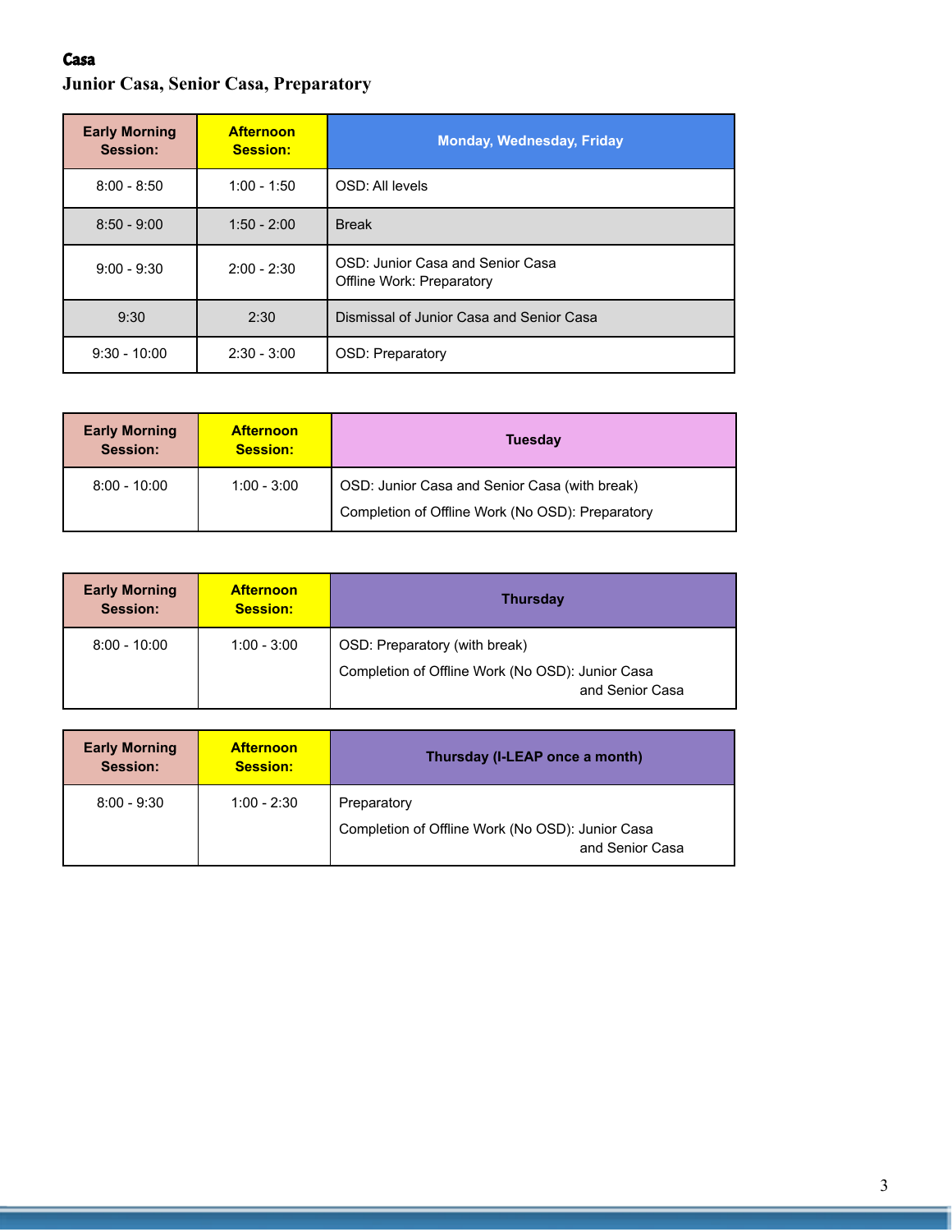**Casa**

## Junior Casa, Senior Casa, Preparatory

| Early Morning Session: | Afternoon Session: | Monday, Wednesday, Friday |
|---|---|---|
| 8:00 - 8:50 | 1:00 - 1:50 | OSD: All levels |
| 8:50 - 9:00 | 1:50 - 2:00 | Break |
| 9:00 - 9:30 | 2:00 - 2:30 | OSD: Junior Casa and Senior Casa<br>Offline Work: Preparatory |
| 9:30 | 2:30 | Dismissal of Junior Casa and Senior Casa |
| 9:30 - 10:00 | 2:30 - 3:00 | OSD: Preparatory |

| Early Morning Session: | Afternoon Session: | Tuesday |
|---|---|---|
| 8:00 - 10:00 | 1:00 - 3:00 | OSD: Junior Casa and Senior Casa (with break)<br>Completion of Offline Work (No OSD): Preparatory |

| Early Morning Session: | Afternoon Session: | Thursday |
|---|---|---|
| 8:00 - 10:00 | 1:00 - 3:00 | OSD: Preparatory (with break)<br>Completion of Offline Work (No OSD): Junior Casa and Senior Casa |

| Early Morning Session: | Afternoon Session: | Thursday (I-LEAP once a month) |
|---|---|---|
| 8:00 - 9:30 | 1:00 - 2:30 | Preparatory<br>Completion of Offline Work (No OSD): Junior Casa and Senior Casa |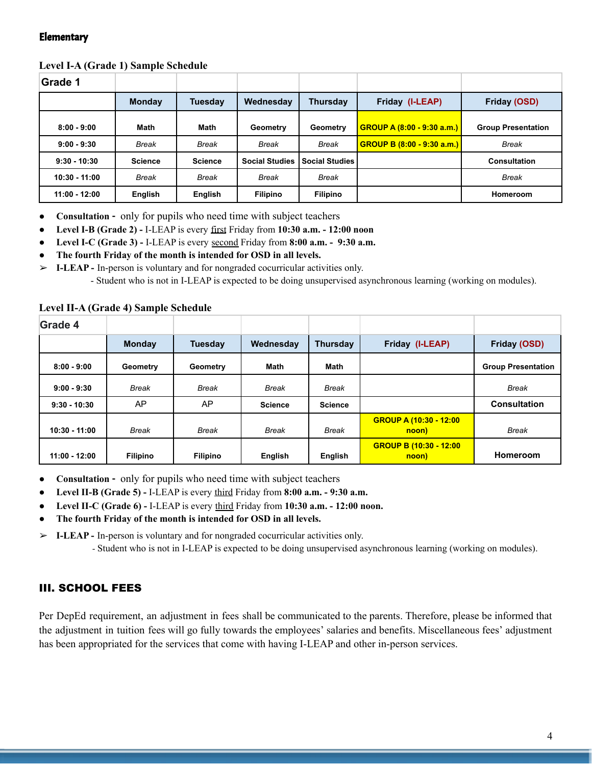### Elementary

**Level I-A (Grade 1) Sample Schedule**

| Grade 1 | | | | | | |
|---|---|---|---|---|---|---|
| | **Monday** | **Tuesday** | **Wednesday** | **Thursday** | **Friday (I-LEAP)** | **Friday (OSD)** |
| **8:00 - 9:00** | **Math** | **Math** | **Geometry** | **Geometry** | **GROUP A (8:00 - 9:30 a.m.)** | **Group Presentation** |
| **9:00 - 9:30** | *Break* | *Break* | *Break* | *Break* | **GROUP B (8:00 - 9:30 a.m.)** | *Break* |
| **9:30 - 10:30** | **Science** | **Science** | **Social Studies** | **Social Studies** | | **Consultation** |
| **10:30 - 11:00** | *Break* | *Break* | *Break* | *Break* | | *Break* |
| **11:00 - 12:00** | **English** | **English** | **Filipino** | **Filipino** | | **Homeroom** |

- **Consultation -** only for pupils who need time with subject teachers
- **Level I-B (Grade 2) -** I-LEAP is every first Friday from **10:30 a.m. - 12:00 noon**
- **Level I-C (Grade 3) -** I-LEAP is every second Friday from **8:00 a.m. - 9:30 a.m.**
- **The fourth Friday of the month is intended for OSD in all levels.**

➢ **I-LEAP -** In-person is voluntary and for nongraded cocurricular activities only.
 - Student who is not in I-LEAP is expected to be doing unsupervised asynchronous learning (working on modules).

**Level II-A (Grade 4) Sample Schedule**

| Grade 4 | | | | | | |
|---|---|---|---|---|---|---|
| | **Monday** | **Tuesday** | **Wednesday** | **Thursday** | **Friday (I-LEAP)** | **Friday (OSD)** |
| **8:00 - 9:00** | **Geometry** | **Geometry** | **Math** | **Math** | | **Group Presentation** |
| **9:00 - 9:30** | *Break* | *Break* | *Break* | *Break* | | *Break* |
| **9:30 - 10:30** | AP | AP | **Science** | **Science** | | **Consultation** |
| **10:30 - 11:00** | *Break* | *Break* | *Break* | *Break* | **GROUP A (10:30 - 12:00 noon)** | *Break* |
| **11:00 - 12:00** | **Filipino** | **Filipino** | **English** | **English** | **GROUP B (10:30 - 12:00 noon)** | **Homeroom** |

- **Consultation -** only for pupils who need time with subject teachers
- **Level II-B (Grade 5) -** I-LEAP is every third Friday from **8:00 a.m. - 9:30 a.m.**
- **Level II-C (Grade 6) -** I-LEAP is every third Friday from **10:30 a.m. - 12:00 noon.**
- **The fourth Friday of the month is intended for OSD in all levels.**

➢ **I-LEAP -** In-person is voluntary and for nongraded cocurricular activities only.
 - Student who is not in I-LEAP is expected to be doing unsupervised asynchronous learning (working on modules).

## III. SCHOOL FEES

Per DepEd requirement, an adjustment in fees shall be communicated to the parents. Therefore, please be informed that the adjustment in tuition fees will go fully towards the employees' salaries and benefits. Miscellaneous fees' adjustment has been appropriated for the services that come with having I-LEAP and other in-person services.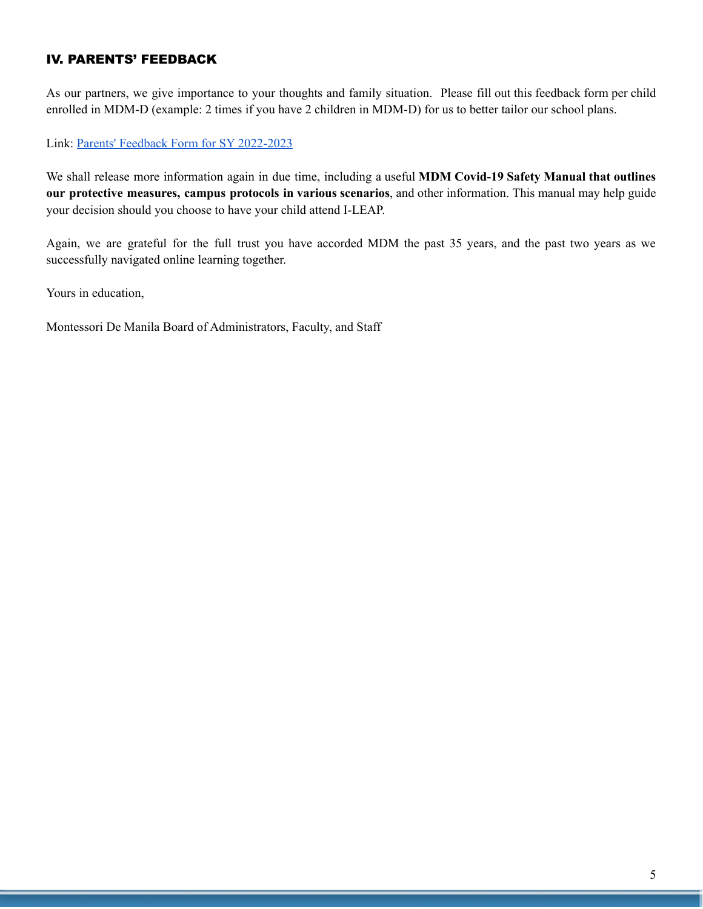## IV. PARENTS' FEEDBACK

As our partners, we give importance to your thoughts and family situation. Please fill out this feedback form per child enrolled in MDM-D (example: 2 times if you have 2 children in MDM-D) for us to better tailor our school plans.

Link: Parents' Feedback Form for SY 2022-2023

We shall release more information again in due time, including a useful **MDM Covid-19 Safety Manual that outlines our protective measures, campus protocols in various scenarios**, and other information. This manual may help guide your decision should you choose to have your child attend I-LEAP.

Again, we are grateful for the full trust you have accorded MDM the past 35 years, and the past two years as we successfully navigated online learning together.

Yours in education,

Montessori De Manila Board of Administrators, Faculty, and Staff